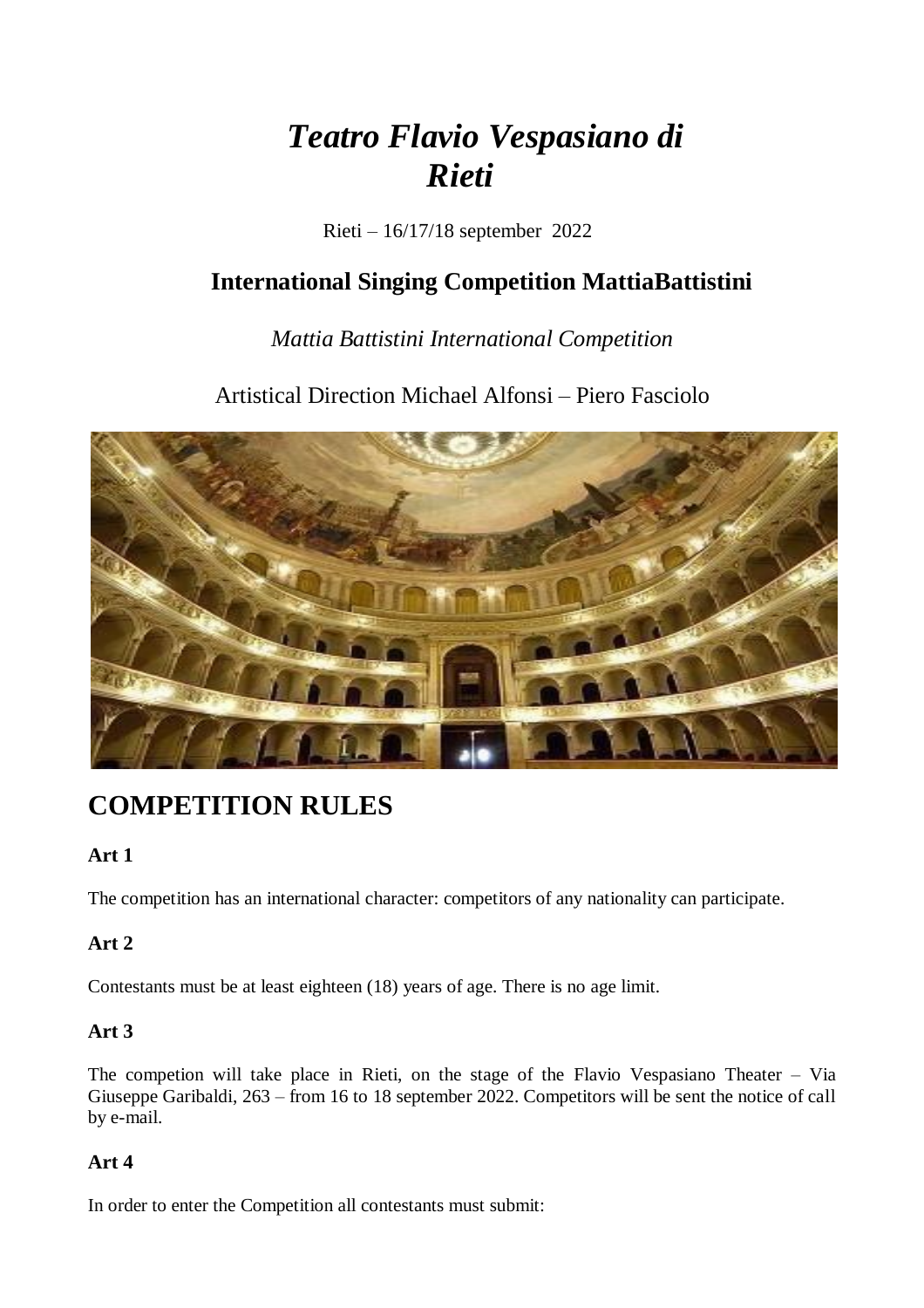# *Teatro Flavio Vespasiano di Rieti*

Rieti – 16/17/18 september 2022

## International Singing Competition MattiaBattistini

*Mattia Battistini International Competition*

Artistical Direction Michael Alfonsi – Piero Fasciolo

## COMPETITION RULES

### Art 1

The competition has an international character: competitors of any nationality can participate.

### Art 2

Contestants must be at least eighteen (18) years of age. There is no age limit.

### Art 3

The competion will take place in Rieti, on the stage of the Flavio Vespasiano Theater – Via Giuseppe Garibaldi, 263 – from 16 to 18 september 2022. Competitors will be sent the notice of call by e-mail.

### Art 4

In order to enter the Competition all contestants must submit: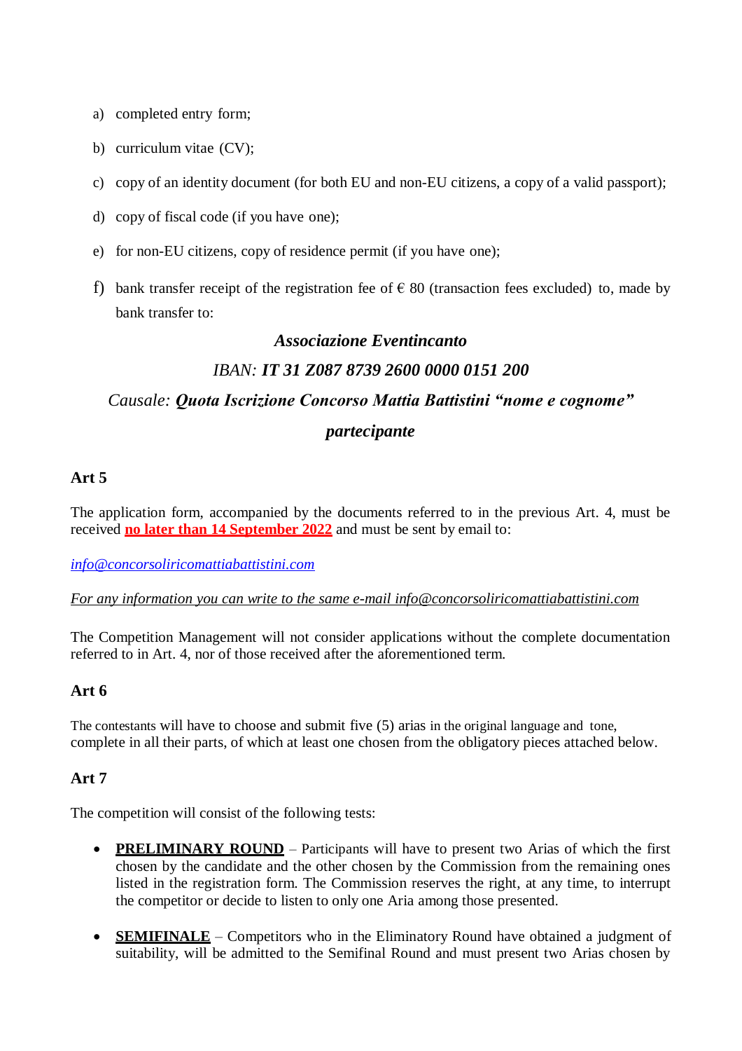a) completed entry form;

b) curriculum vitae (CV);

c) copy of an identity document (for both EU and non-EU citizens, a copy of a valid passport);

d) copy of fiscal code (if you have one);

e) for non-EU citizens, copy of residence permit (if you have one);

f) bank transfer receipt of the registration fee of € 80 (transaction fees excluded) to, made by bank transfer to:

*Associazione Eventincanto*

*IBAN: **IT 31 Z087 8739 2600 0000 0151 200***

*Causale: **Quota Iscrizione Concorso Mattia Battistini "nome e cognome" partecipante***

## Art 5

The application form, accompanied by the documents referred to in the previous Art. 4, must be received **no later than 14 September 2022** and must be sent by email to:

*info@concorsoliricomattiabattistini.com*

*For any information you can write to the same e-mail info@concorsoliricomattiabattistini.com*

The Competition Management will not consider applications without the complete documentation referred to in Art. 4, nor of those received after the aforementioned term.

## Art 6

The contestants will have to choose and submit five (5) arias in the original language and tone, complete in all their parts, of which at least one chosen from the obligatory pieces attached below.

## Art 7

The competition will consist of the following tests:

- **PRELIMINARY ROUND** – Participants will have to present two Arias of which the first chosen by the candidate and the other chosen by the Commission from the remaining ones listed in the registration form. The Commission reserves the right, at any time, to interrupt the competitor or decide to listen to only one Aria among those presented.

- **SEMIFINALE** – Competitors who in the Eliminatory Round have obtained a judgment of suitability, will be admitted to the Semifinal Round and must present two Arias chosen by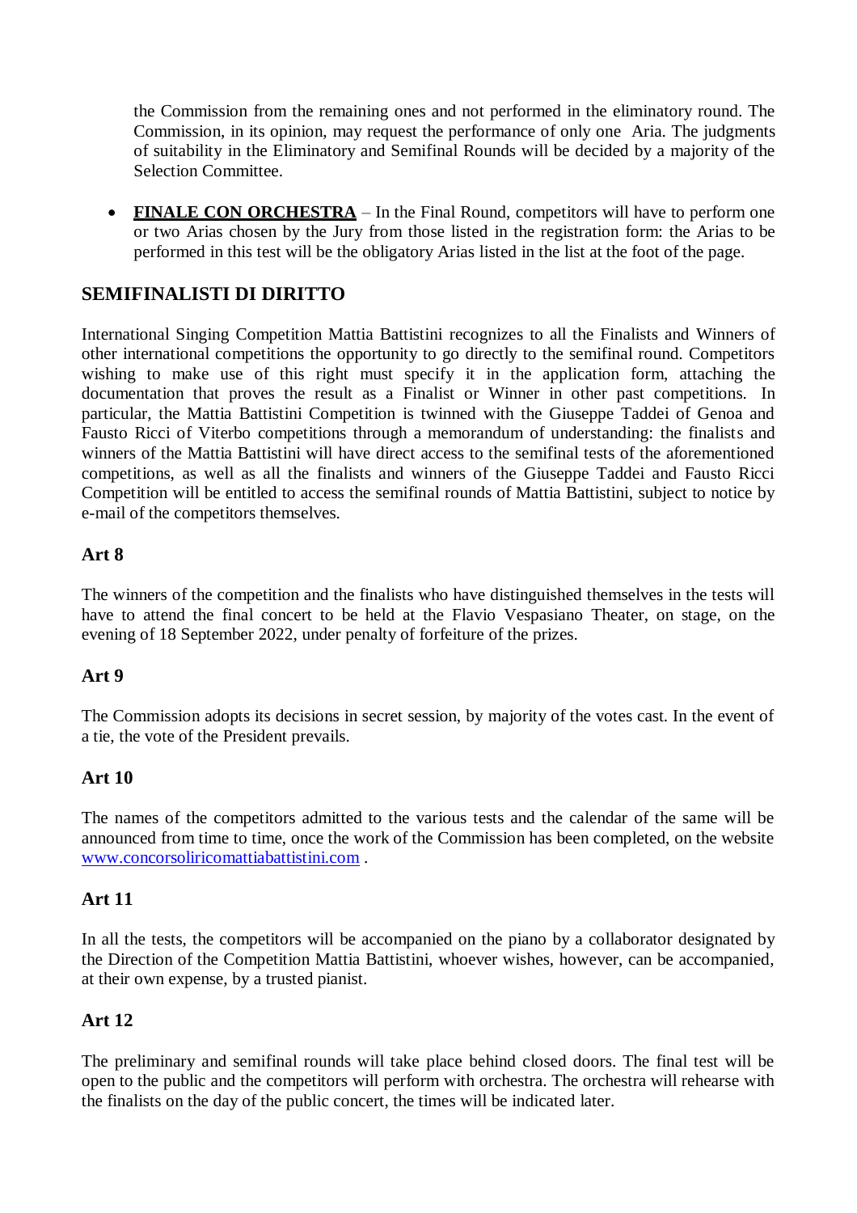the Commission from the remaining ones and not performed in the eliminatory round. The Commission, in its opinion, may request the performance of only one Aria. The judgments of suitability in the Eliminatory and Semifinal Rounds will be decided by a majority of the Selection Committee.

- **FINALE CON ORCHESTRA** – In the Final Round, competitors will have to perform one or two Arias chosen by the Jury from those listed in the registration form: the Arias to be performed in this test will be the obligatory Arias listed in the list at the foot of the page.

## SEMIFINALISTI DI DIRITTO

International Singing Competition Mattia Battistini recognizes to all the Finalists and Winners of other international competitions the opportunity to go directly to the semifinal round. Competitors wishing to make use of this right must specify it in the application form, attaching the documentation that proves the result as a Finalist or Winner in other past competitions. In particular, the Mattia Battistini Competition is twinned with the Giuseppe Taddei of Genoa and Fausto Ricci of Viterbo competitions through a memorandum of understanding: the finalists and winners of the Mattia Battistini will have direct access to the semifinal tests of the aforementioned competitions, as well as all the finalists and winners of the Giuseppe Taddei and Fausto Ricci Competition will be entitled to access the semifinal rounds of Mattia Battistini, subject to notice by e-mail of the competitors themselves.

### Art 8

The winners of the competition and the finalists who have distinguished themselves in the tests will have to attend the final concert to be held at the Flavio Vespasiano Theater, on stage, on the evening of 18 September 2022, under penalty of forfeiture of the prizes.

### Art 9

The Commission adopts its decisions in secret session, by majority of the votes cast. In the event of a tie, the vote of the President prevails.

### Art 10

The names of the competitors admitted to the various tests and the calendar of the same will be announced from time to time, once the work of the Commission has been completed, on the website [www.concorsoliricomattiabattistini.com](http://www.concorsoliricomattiabattistini.com) .

### Art 11

In all the tests, the competitors will be accompanied on the piano by a collaborator designated by the Direction of the Competition Mattia Battistini, whoever wishes, however, can be accompanied, at their own expense, by a trusted pianist.

### Art 12

The preliminary and semifinal rounds will take place behind closed doors. The final test will be open to the public and the competitors will perform with orchestra. The orchestra will rehearse with the finalists on the day of the public concert, the times will be indicated later.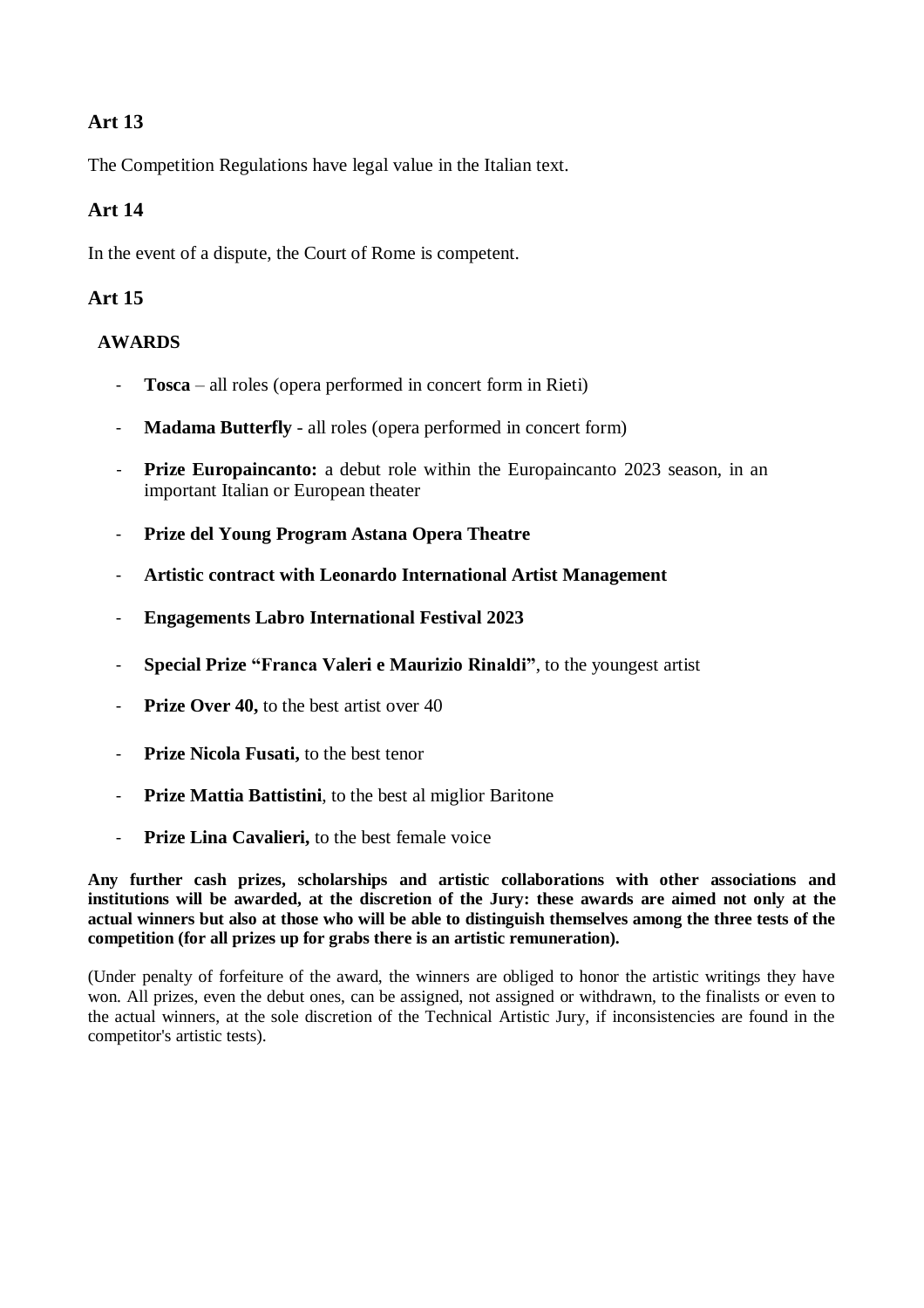## Art 13

The Competition Regulations have legal value in the Italian text.

## Art 14

In the event of a dispute, the Court of Rome is competent.

## Art 15

**AWARDS**

- **Tosca** – all roles (opera performed in concert form in Rieti)
- **Madama Butterfly** - all roles (opera performed in concert form)
- **Prize Europaincanto:** a debut role within the Europaincanto 2023 season, in an important Italian or European theater
- **Prize del Young Program Astana Opera Theatre**
- **Artistic contract with Leonardo International Artist Management**
- **Engagements Labro International Festival 2023**
- **Special Prize "Franca Valeri e Maurizio Rinaldi"**, to the youngest artist
- **Prize Over 40,** to the best artist over 40
- **Prize Nicola Fusati,** to the best tenor
- **Prize Mattia Battistini**, to the best al miglior Baritone
- **Prize Lina Cavalieri,** to the best female voice

**Any further cash prizes, scholarships and artistic collaborations with other associations and institutions will be awarded, at the discretion of the Jury: these awards are aimed not only at the actual winners but also at those who will be able to distinguish themselves among the three tests of the competition (for all prizes up for grabs there is an artistic remuneration).**

(Under penalty of forfeiture of the award, the winners are obliged to honor the artistic writings they have won. All prizes, even the debut ones, can be assigned, not assigned or withdrawn, to the finalists or even to the actual winners, at the sole discretion of the Technical Artistic Jury, if inconsistencies are found in the competitor's artistic tests).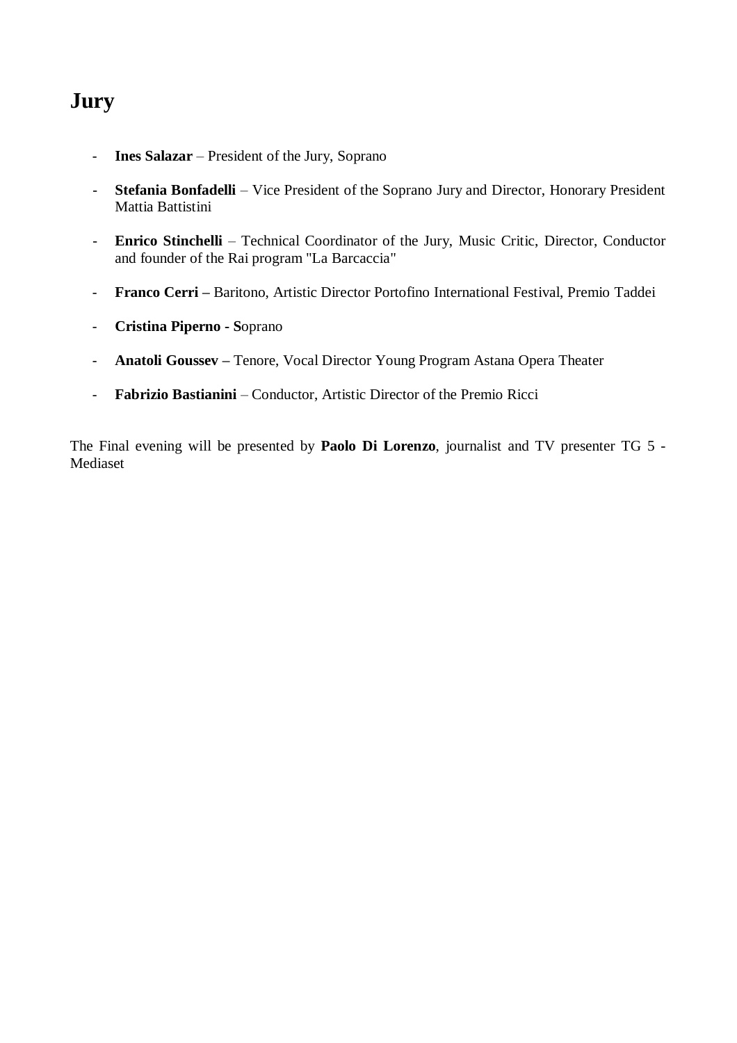# Jury

- **Ines Salazar** – President of the Jury, Soprano
- **Stefania Bonfadelli** – Vice President of the Soprano Jury and Director, Honorary President Mattia Battistini
- **Enrico Stinchelli** – Technical Coordinator of the Jury, Music Critic, Director, Conductor and founder of the Rai program "La Barcaccia"
- **Franco Cerri –** Baritono, Artistic Director Portofino International Festival, Premio Taddei
- **Cristina Piperno - S**oprano
- **Anatoli Goussev –** Tenore, Vocal Director Young Program Astana Opera Theater
- **Fabrizio Bastianini** – Conductor, Artistic Director of the Premio Ricci

The Final evening will be presented by **Paolo Di Lorenzo**, journalist and TV presenter TG 5 - Mediaset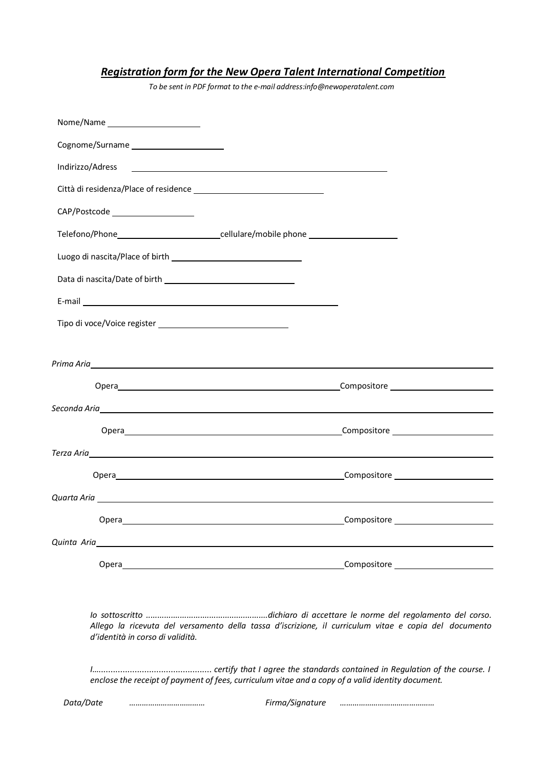## ***Registration form for the New Opera Talent International Competition***

*To be sent in PDF format to the e-mail address:info@newoperatalent.com*

Nome/Name ____________________

Cognome/Surname ____________________

Indirizzo/Adress ________________________________________________________

Città di residenza/Place of residence ____________________________

CAP/Postcode __________________

Telefono/Phone______________________cellulare/mobile phone ____________________

Luogo di nascita/Place of birth ____________________________

Data di nascita/Date of birth ____________________________

E-mail ________________________________________________________

Tipo di voce/Voice register ____________________________

*Prima Aria*________________________________________________________________________________

Opera________________________________________________Compositore ______________________

*Seconda Aria*______________________________________________________________________________

Opera________________________________________________Compositore ______________________

*Terza Aria*________________________________________________________________________________

Opera________________________________________________Compositore ______________________

*Quarta Aria* _______________________________________________________________________________

Opera________________________________________________Compositore ______________________

*Quinta Aria*________________________________________________________________________________

Opera________________________________________________Compositore ______________________

*Io sottoscritto .....................................................dichiaro di accettare le norme del regolamento del corso. Allego la ricevuta del versamento della tassa d'iscrizione, il curriculum vitae e copia del documento d'identità in corso di validità.*

*I................................................. certify that I agree the standards contained in Regulation of the course. I enclose the receipt of payment of fees, curriculum vitae and a copy of a valid identity document.*

*Data/Date* ……………………………… *Firma/Signature* ………………………………………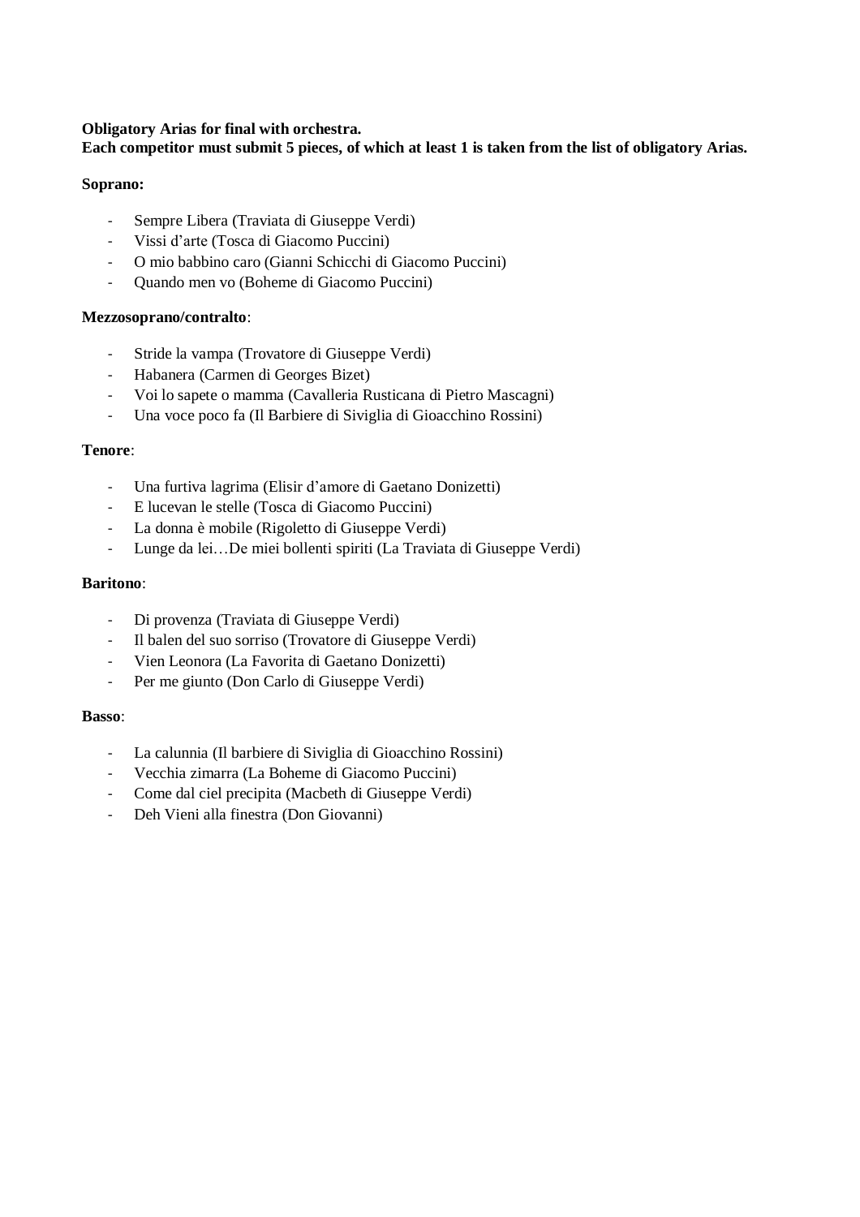**Obligatory Arias for final with orchestra.**
**Each competitor must submit 5 pieces, of which at least 1 is taken from the list of obligatory Arias.**

**Soprano:**

- Sempre Libera (Traviata di Giuseppe Verdi)
- Vissi d'arte (Tosca di Giacomo Puccini)
- O mio babbino caro (Gianni Schicchi di Giacomo Puccini)
- Quando men vo (Boheme di Giacomo Puccini)

**Mezzosoprano/contralto**:

- Stride la vampa (Trovatore di Giuseppe Verdi)
- Habanera (Carmen di Georges Bizet)
- Voi lo sapete o mamma (Cavalleria Rusticana di Pietro Mascagni)
- Una voce poco fa (Il Barbiere di Siviglia di Gioacchino Rossini)

**Tenore**:

- Una furtiva lagrima (Elisir d'amore di Gaetano Donizetti)
- E lucevan le stelle (Tosca di Giacomo Puccini)
- La donna è mobile (Rigoletto di Giuseppe Verdi)
- Lunge da lei…De miei bollenti spiriti (La Traviata di Giuseppe Verdi)

**Baritono**:

- Di provenza (Traviata di Giuseppe Verdi)
- Il balen del suo sorriso (Trovatore di Giuseppe Verdi)
- Vien Leonora (La Favorita di Gaetano Donizetti)
- Per me giunto (Don Carlo di Giuseppe Verdi)

**Basso**:

- La calunnia (Il barbiere di Siviglia di Gioacchino Rossini)
- Vecchia zimarra (La Boheme di Giacomo Puccini)
- Come dal ciel precipita (Macbeth di Giuseppe Verdi)
- Deh Vieni alla finestra (Don Giovanni)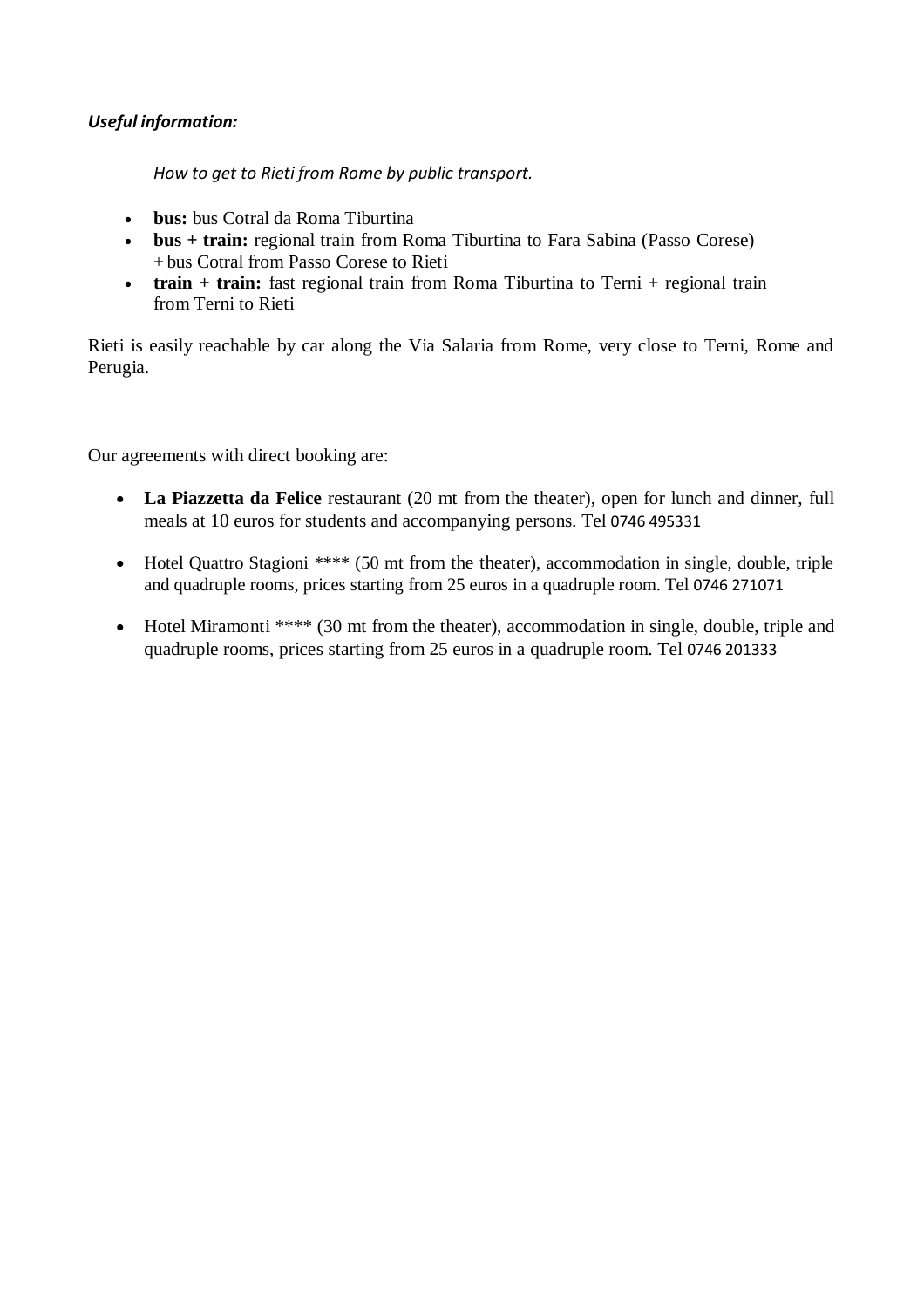***Useful information:***

*How to get to Rieti from Rome by public transport.*

- **bus:** bus Cotral da Roma Tiburtina
- **bus + train:** regional train from Roma Tiburtina to Fara Sabina (Passo Corese) + bus Cotral from Passo Corese to Rieti
- **train + train:** fast regional train from Roma Tiburtina to Terni + regional train from Terni to Rieti

Rieti is easily reachable by car along the Via Salaria from Rome, very close to Terni, Rome and Perugia.

Our agreements with direct booking are:

- **La Piazzetta da Felice** restaurant (20 mt from the theater), open for lunch and dinner, full meals at 10 euros for students and accompanying persons. Tel 0746 495331
- Hotel Quattro Stagioni **** (50 mt from the theater), accommodation in single, double, triple and quadruple rooms, prices starting from 25 euros in a quadruple room. Tel 0746 271071
- Hotel Miramonti **** (30 mt from the theater), accommodation in single, double, triple and quadruple rooms, prices starting from 25 euros in a quadruple room. Tel 0746 201333